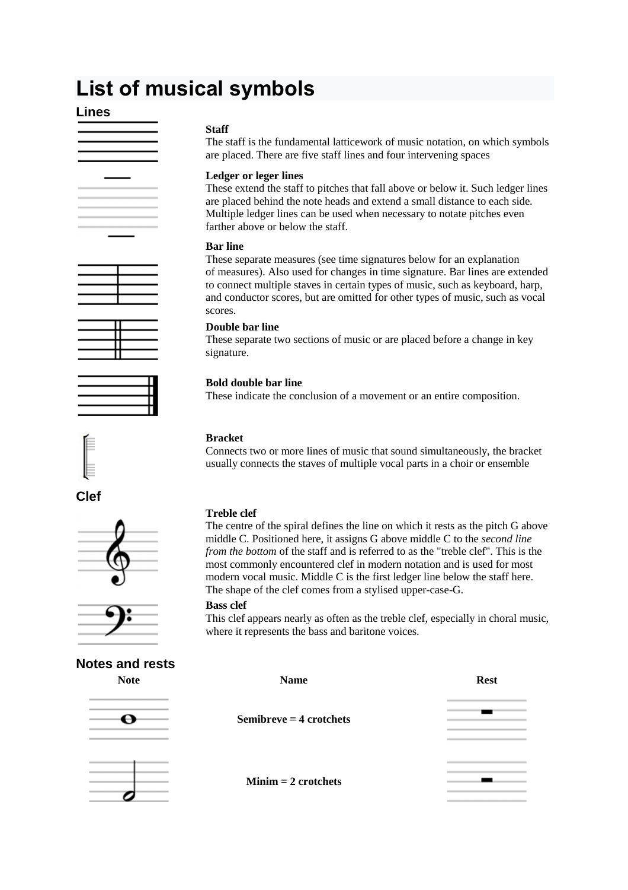# List of musical symbols

## Lines

**Staff**
The staff is the fundamental latticework of music notation, on which symbols are placed. There are five staff lines and four intervening spaces

**Ledger or leger lines**
These extend the staff to pitches that fall above or below it. Such ledger lines are placed behind the note heads and extend a small distance to each side. Multiple ledger lines can be used when necessary to notate pitches even farther above or below the staff.

**Bar line**
These separate measures (see time signatures below for an explanation of measures). Also used for changes in time signature. Bar lines are extended to connect multiple staves in certain types of music, such as keyboard, harp, and conductor scores, but are omitted for other types of music, such as vocal scores.

**Double bar line**
These separate two sections of music or are placed before a change in key signature.

**Bold double bar line**
These indicate the conclusion of a movement or an entire composition.

**Bracket**
Connects two or more lines of music that sound simultaneously, the bracket usually connects the staves of multiple vocal parts in a choir or ensemble

## Clef

**Treble clef**
The centre of the spiral defines the line on which it rests as the pitch G above middle C. Positioned here, it assigns G above middle C to the *second line from the bottom* of the staff and is referred to as the "treble clef". This is the most commonly encountered clef in modern notation and is used for most modern vocal music. Middle C is the first ledger line below the staff here. The shape of the clef comes from a stylised upper-case-G.

**Bass clef**
This clef appears nearly as often as the treble clef, especially in choral music, where it represents the bass and baritone voices.

## Notes and rests

| Note | Name | Rest |
|---|---|---|
| | **Semibreve = 4 crotchets** | |
| | **Minim = 2 crotchets** | |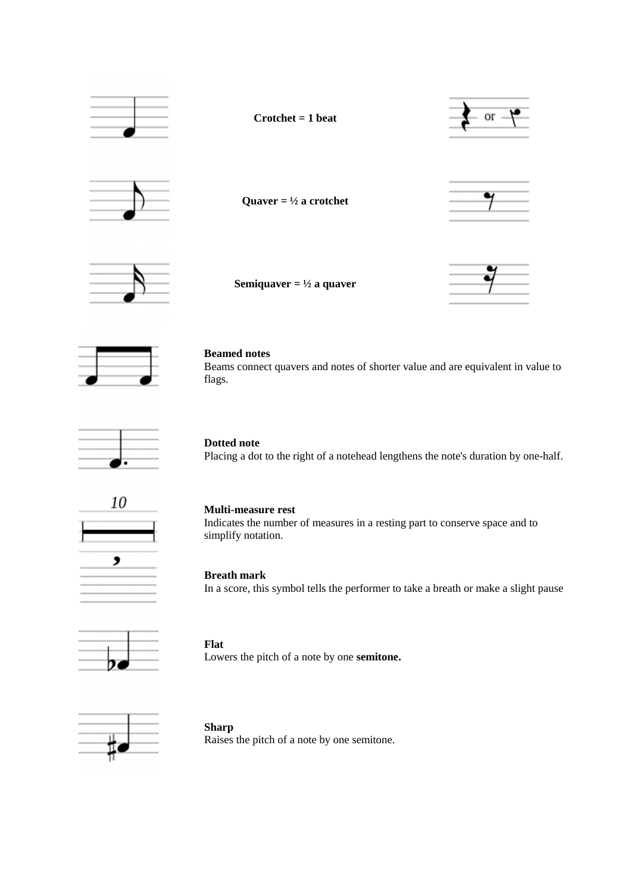**Crotchet = 1 beat**

**Quaver = ½ a crotchet**

**Semiquaver = ½ a quaver**

**Beamed notes**
Beams connect quavers and notes of shorter value and are equivalent in value to flags.

**Dotted note**
Placing a dot to the right of a notehead lengthens the note's duration by one-half.

10

**Multi-measure rest**
Indicates the number of measures in a resting part to conserve space and to simplify notation.

**Breath mark**
In a score, this symbol tells the performer to take a breath or make a slight pause

**Flat**
Lowers the pitch of a note by one **semitone.**

**Sharp**
Raises the pitch of a note by one semitone.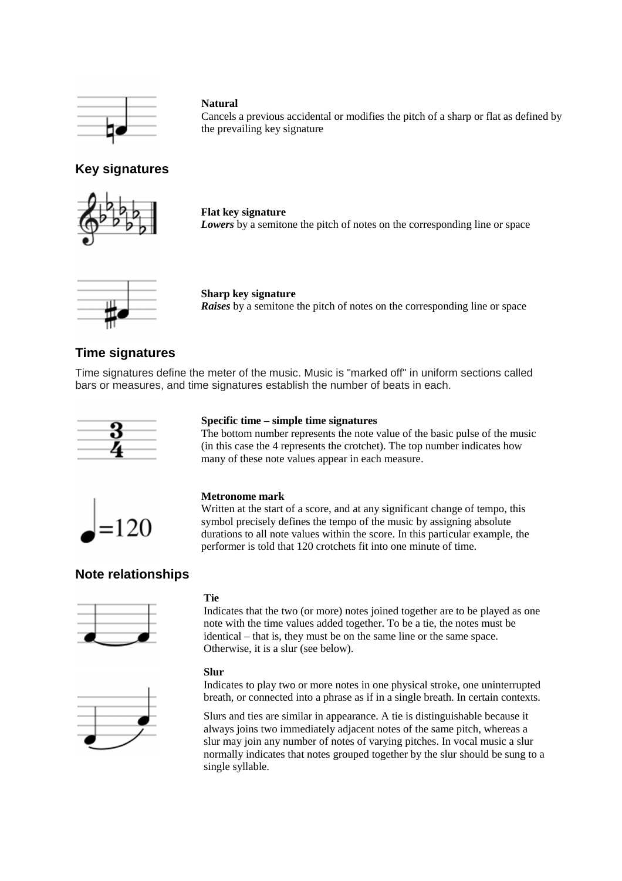**Natural**
Cancels a previous accidental or modifies the pitch of a sharp or flat as defined by the prevailing key signature

## Key signatures

**Flat key signature**
***Lowers*** by a semitone the pitch of notes on the corresponding line or space

**Sharp key signature**
***Raises*** by a semitone the pitch of notes on the corresponding line or space

## Time signatures

Time signatures define the meter of the music. Music is "marked off" in uniform sections called bars or measures, and time signatures establish the number of beats in each.

**Specific time – simple time signatures**
The bottom number represents the note value of the basic pulse of the music (in this case the 4 represents the crotchet). The top number indicates how many of these note values appear in each measure.

**Metronome mark**
Written at the start of a score, and at any significant change of tempo, this symbol precisely defines the tempo of the music by assigning absolute durations to all note values within the score. In this particular example, the performer is told that 120 crotchets fit into one minute of time.

## Note relationships

**Tie**
Indicates that the two (or more) notes joined together are to be played as one note with the time values added together. To be a tie, the notes must be identical – that is, they must be on the same line or the same space. Otherwise, it is a slur (see below).

**Slur**
Indicates to play two or more notes in one physical stroke, one uninterrupted breath, or connected into a phrase as if in a single breath. In certain contexts.

Slurs and ties are similar in appearance. A tie is distinguishable because it always joins two immediately adjacent notes of the same pitch, whereas a slur may join any number of notes of varying pitches. In vocal music a slur normally indicates that notes grouped together by the slur should be sung to a single syllable.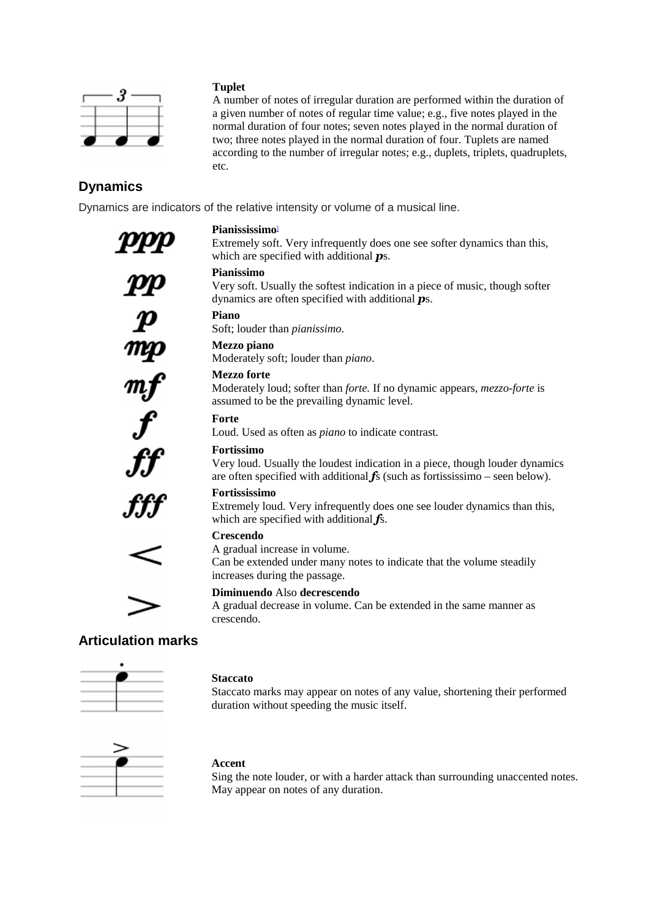**Tuplet**
A number of notes of irregular duration are performed within the duration of a given number of notes of regular time value; e.g., five notes played in the normal duration of four notes; seven notes played in the normal duration of two; three notes played in the normal duration of four. Tuplets are named according to the number of irregular notes; e.g., duplets, triplets, quadruplets, etc.

## Dynamics

Dynamics are indicators of the relative intensity or volume of a musical line.

**Pianississimo**[1]
Extremely soft. Very infrequently does one see softer dynamics than this, which are specified with additional ***p***s.

**Pianissimo**
Very soft. Usually the softest indication in a piece of music, though softer dynamics are often specified with additional ***p***s.

**Piano**
Soft; louder than *pianissimo*.

**Mezzo piano**
Moderately soft; louder than *piano*.

**Mezzo forte**
Moderately loud; softer than *forte.* If no dynamic appears, *mezzo-forte* is assumed to be the prevailing dynamic level.

**Forte**
Loud. Used as often as *piano* to indicate contrast.

**Fortissimo**
Very loud. Usually the loudest indication in a piece, though louder dynamics are often specified with additional ***f***s (such as fortississimo – seen below).

**Fortississimo**
Extremely loud. Very infrequently does one see louder dynamics than this, which are specified with additional ***f***s.

**Crescendo**
A gradual increase in volume.
Can be extended under many notes to indicate that the volume steadily increases during the passage.

**Diminuendo** Also **decrescendo**
A gradual decrease in volume. Can be extended in the same manner as crescendo.

## Articulation marks

**Staccato**
Staccato marks may appear on notes of any value, shortening their performed duration without speeding the music itself.

**Accent**
Sing the note louder, or with a harder attack than surrounding unaccented notes. May appear on notes of any duration.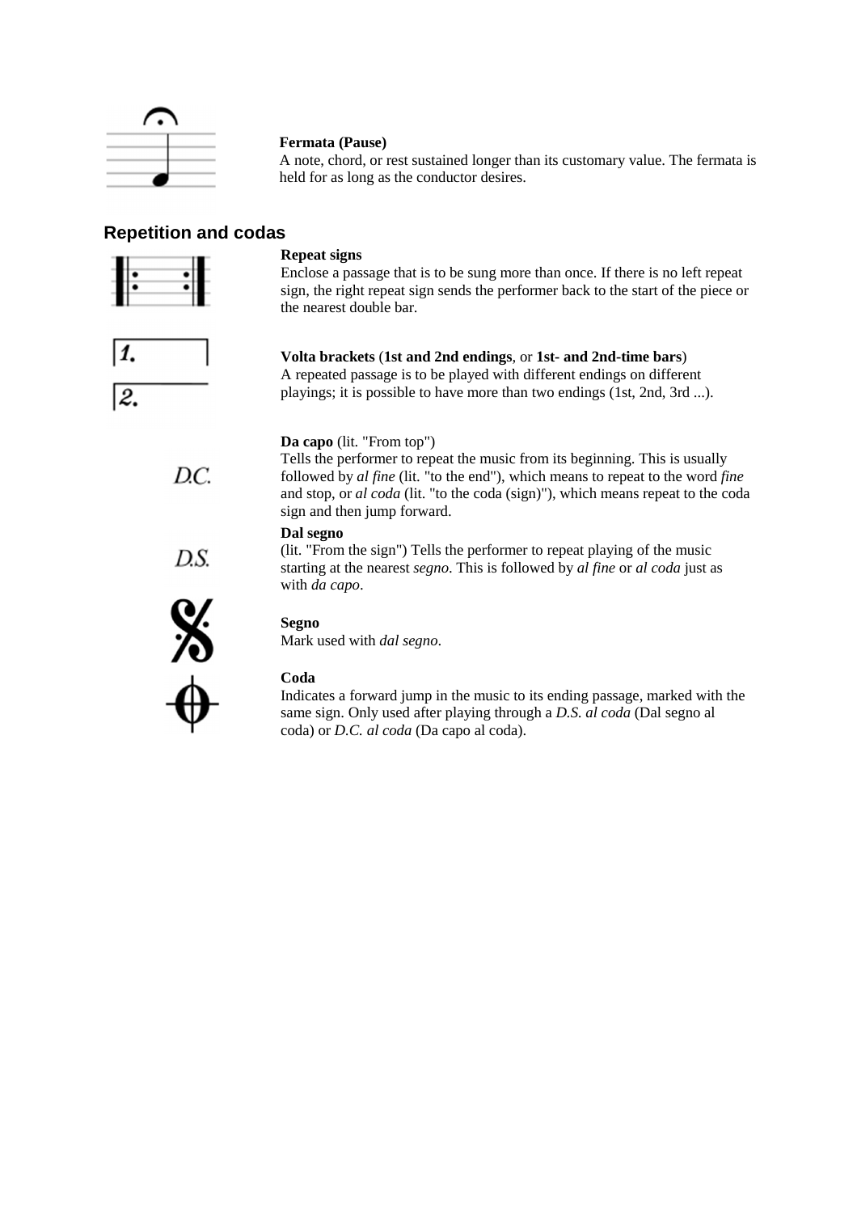**Fermata (Pause)**
A note, chord, or rest sustained longer than its customary value. The fermata is held for as long as the conductor desires.

## Repetition and codas

**Repeat signs**
Enclose a passage that is to be sung more than once. If there is no left repeat sign, the right repeat sign sends the performer back to the start of the piece or the nearest double bar.

**Volta brackets** (**1st and 2nd endings**, or **1st- and 2nd-time bars**)
A repeated passage is to be played with different endings on different playings; it is possible to have more than two endings (1st, 2nd, 3rd ...).

**Da capo** (lit. "From top")
Tells the performer to repeat the music from its beginning. This is usually followed by *al fine* (lit. "to the end"), which means to repeat to the word *fine* and stop, or *al coda* (lit. "to the coda (sign)"), which means repeat to the coda sign and then jump forward.

**Dal segno**
(lit. "From the sign") Tells the performer to repeat playing of the music starting at the nearest *segno*. This is followed by *al fine* or *al coda* just as with *da capo*.

**Segno**
Mark used with *dal segno*.

**Coda**
Indicates a forward jump in the music to its ending passage, marked with the same sign. Only used after playing through a *D.S. al coda* (Dal segno al coda) or *D.C. al coda* (Da capo al coda).